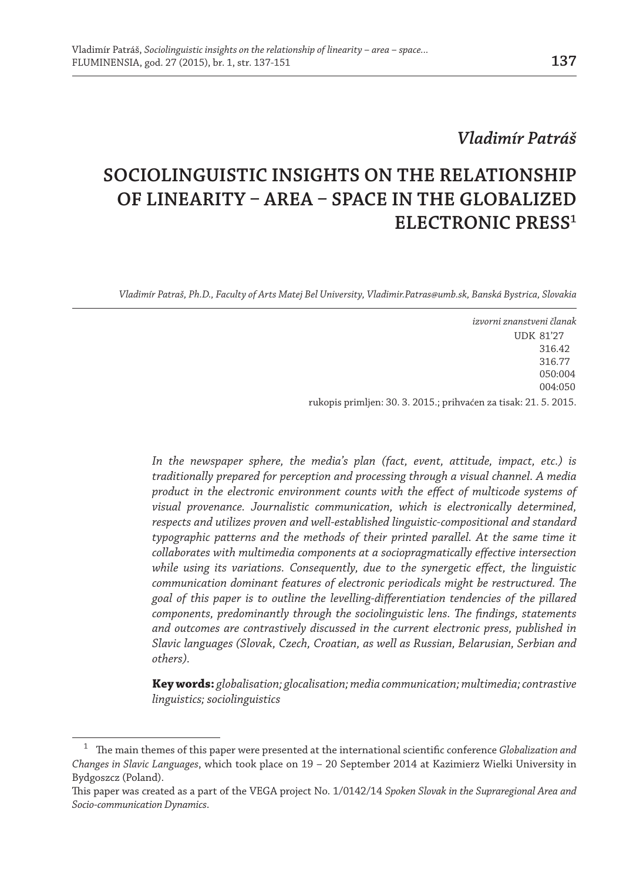*Vladimír Patráš*

# SOCIOLINGUISTIC INSIGHTS ON THE RELATIONSHIP OF LINEARITY – AREA – SPACE IN THE GLOBALIZED ELECTRONIC PRESS[1]

*Vladimír Patraš, Ph.D., Faculty of Arts Matej Bel University, Vladimir.Patras@umb.sk, Banská Bystrica, Slovakia*

*izvorni znanstveni članak*
UDK 81'27
316.42
316.77
050:004
004:050
rukopis primljen: 30. 3. 2015.; prihvaćen za tisak: 21. 5. 2015.

*In the newspaper sphere, the media's plan (fact, event, attitude, impact, etc.) is traditionally prepared for perception and processing through a visual channel. A media product in the electronic environment counts with the effect of multicode systems of visual provenance. Journalistic communication, which is electronically determined, respects and utilizes proven and well-established linguistic-compositional and standard typographic patterns and the methods of their printed parallel. At the same time it collaborates with multimedia components at a sociopragmatically effective intersection while using its variations. Consequently, due to the synergetic effect, the linguistic communication dominant features of electronic periodicals might be restructured. The goal of this paper is to outline the levelling-differentiation tendencies of the pillared components, predominantly through the sociolinguistic lens. The findings, statements and outcomes are contrastively discussed in the current electronic press, published in Slavic languages (Slovak, Czech, Croatian, as well as Russian, Belarusian, Serbian and others).*

**Key words:** *globalisation; glocalisation; media communication; multimedia; contrastive linguistics; sociolinguistics*

---

[1] The main themes of this paper were presented at the international scientific conference *Globalization and Changes in Slavic Languages*, which took place on 19 – 20 September 2014 at Kazimierz Wielki University in Bydgoszcz (Poland).

This paper was created as a part of the VEGA project No. 1/0142/14 *Spoken Slovak in the Supraregional Area and Socio-communication Dynamics*.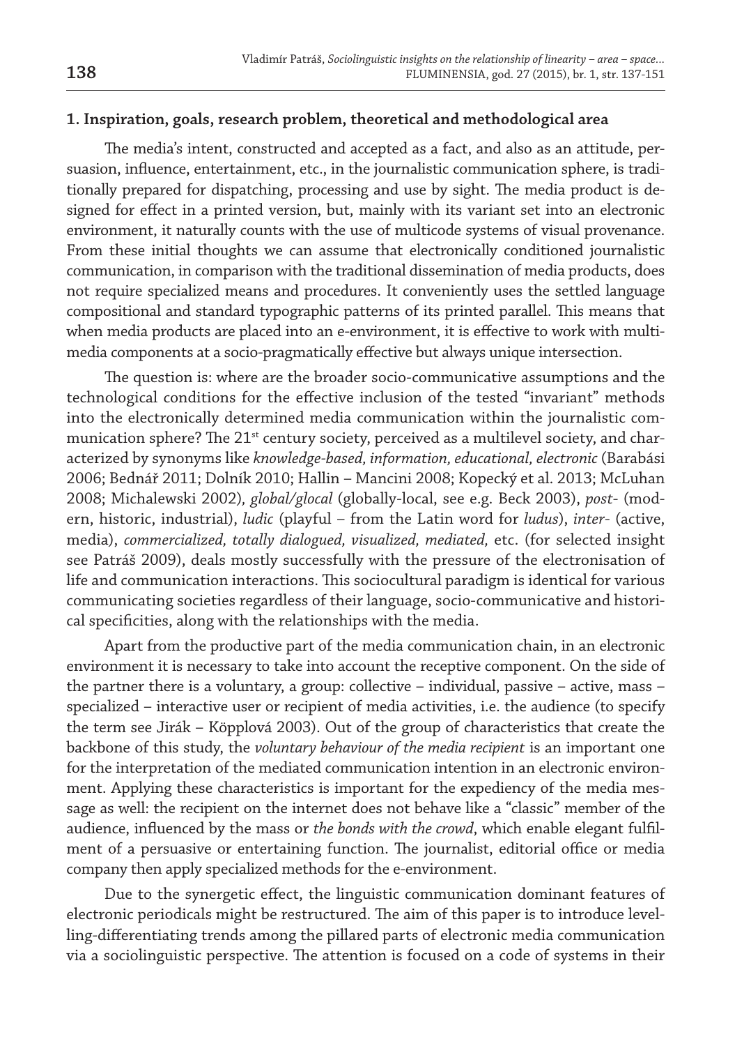## 1. Inspiration, goals, research problem, theoretical and methodological area

The media's intent, constructed and accepted as a fact, and also as an attitude, persuasion, influence, entertainment, etc., in the journalistic communication sphere, is traditionally prepared for dispatching, processing and use by sight. The media product is designed for effect in a printed version, but, mainly with its variant set into an electronic environment, it naturally counts with the use of multicode systems of visual provenance. From these initial thoughts we can assume that electronically conditioned journalistic communication, in comparison with the traditional dissemination of media products, does not require specialized means and procedures. It conveniently uses the settled language compositional and standard typographic patterns of its printed parallel. This means that when media products are placed into an e-environment, it is effective to work with multimedia components at a socio-pragmatically effective but always unique intersection.

The question is: where are the broader socio-communicative assumptions and the technological conditions for the effective inclusion of the tested "invariant" methods into the electronically determined media communication within the journalistic communication sphere? The 21st century society, perceived as a multilevel society, and characterized by synonyms like *knowledge-based, information, educational, electronic* (Barabási 2006; Bednář 2011; Dolník 2010; Hallin – Mancini 2008; Kopecký et al. 2013; McLuhan 2008; Michalewski 2002), *global/glocal* (globally-local, see e.g. Beck 2003), *post-* (modern, historic, industrial), *ludic* (playful – from the Latin word for *ludus*), *inter-* (active, media), *commercialized, totally dialogued, visualized, mediated,* etc. (for selected insight see Patráš 2009), deals mostly successfully with the pressure of the electronisation of life and communication interactions. This sociocultural paradigm is identical for various communicating societies regardless of their language, socio-communicative and historical specificities, along with the relationships with the media.

Apart from the productive part of the media communication chain, in an electronic environment it is necessary to take into account the receptive component. On the side of the partner there is a voluntary, a group: collective – individual, passive – active, mass – specialized – interactive user or recipient of media activities, i.e. the audience (to specify the term see Jirák – Köpplová 2003). Out of the group of characteristics that create the backbone of this study, the *voluntary behaviour of the media recipient* is an important one for the interpretation of the mediated communication intention in an electronic environment. Applying these characteristics is important for the expediency of the media message as well: the recipient on the internet does not behave like a "classic" member of the audience, influenced by the mass or *the bonds with the crowd*, which enable elegant fulfilment of a persuasive or entertaining function. The journalist, editorial office or media company then apply specialized methods for the e-environment.

Due to the synergetic effect, the linguistic communication dominant features of electronic periodicals might be restructured. The aim of this paper is to introduce levelling-differentiating trends among the pillared parts of electronic media communication via a sociolinguistic perspective. The attention is focused on a code of systems in their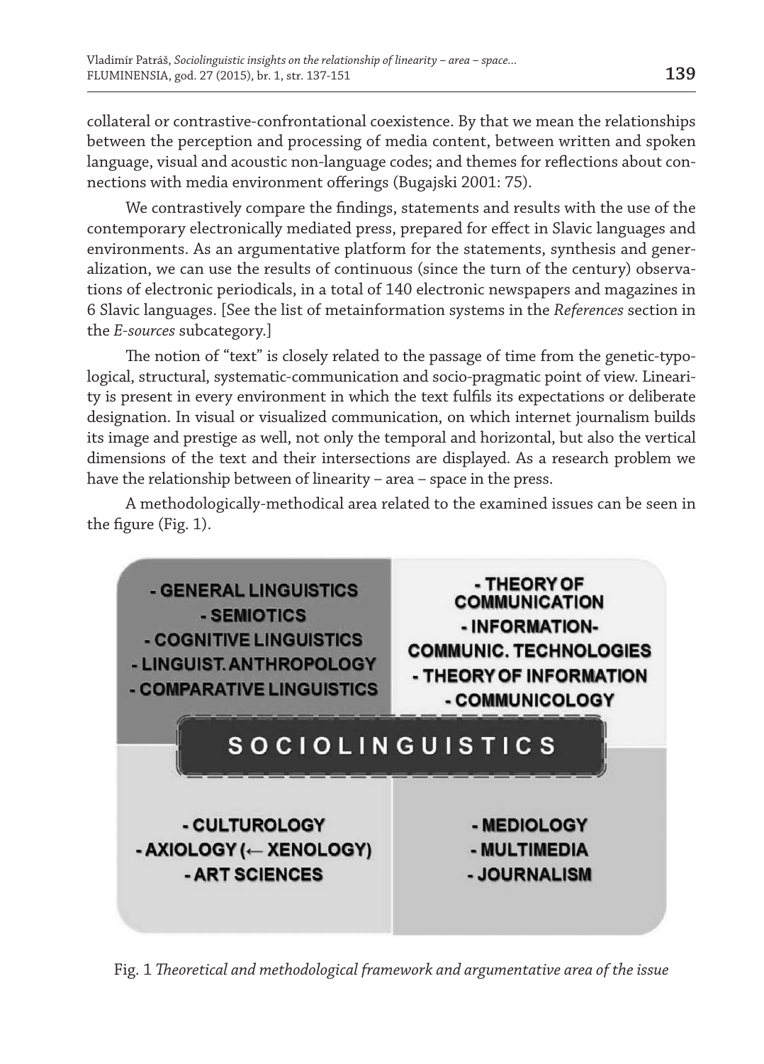collateral or contrastive-confrontational coexistence. By that we mean the relationships between the perception and processing of media content, between written and spoken language, visual and acoustic non-language codes; and themes for reflections about connections with media environment offerings (Bugajski 2001: 75).

We contrastively compare the findings, statements and results with the use of the contemporary electronically mediated press, prepared for effect in Slavic languages and environments. As an argumentative platform for the statements, synthesis and generalization, we can use the results of continuous (since the turn of the century) observations of electronic periodicals, in a total of 140 electronic newspapers and magazines in 6 Slavic languages. [See the list of metainformation systems in the *References* section in the *E-sources* subcategory.]

The notion of "text" is closely related to the passage of time from the genetic-typological, structural, systematic-communication and socio-pragmatic point of view. Linearity is present in every environment in which the text fulfils its expectations or deliberate designation. In visual or visualized communication, on which internet journalism builds its image and prestige as well, not only the temporal and horizontal, but also the vertical dimensions of the text and their intersections are displayed. As a research problem we have the relationship between of linearity – area – space in the press.

A methodologically-methodical area related to the examined issues can be seen in the figure (Fig. 1).

- GENERAL LINGUISTICS
- SEMIOTICS
- COGNITIVE LINGUISTICS
- LINGUIST. ANTHROPOLOGY
- COMPARATIVE LINGUISTICS

- THEORY OF COMMUNICATION
- INFORMATION-COMMUNIC. TECHNOLOGIES
- THEORY OF INFORMATION
- COMMUNICOLOGY

SOCIOLINGUISTICS

- CULTUROLOGY
- AXIOLOGY (← XENOLOGY)
- ART SCIENCES

- MEDIOLOGY
- MULTIMEDIA
- JOURNALISM

Fig. 1 *Theoretical and methodological framework and argumentative area of the issue*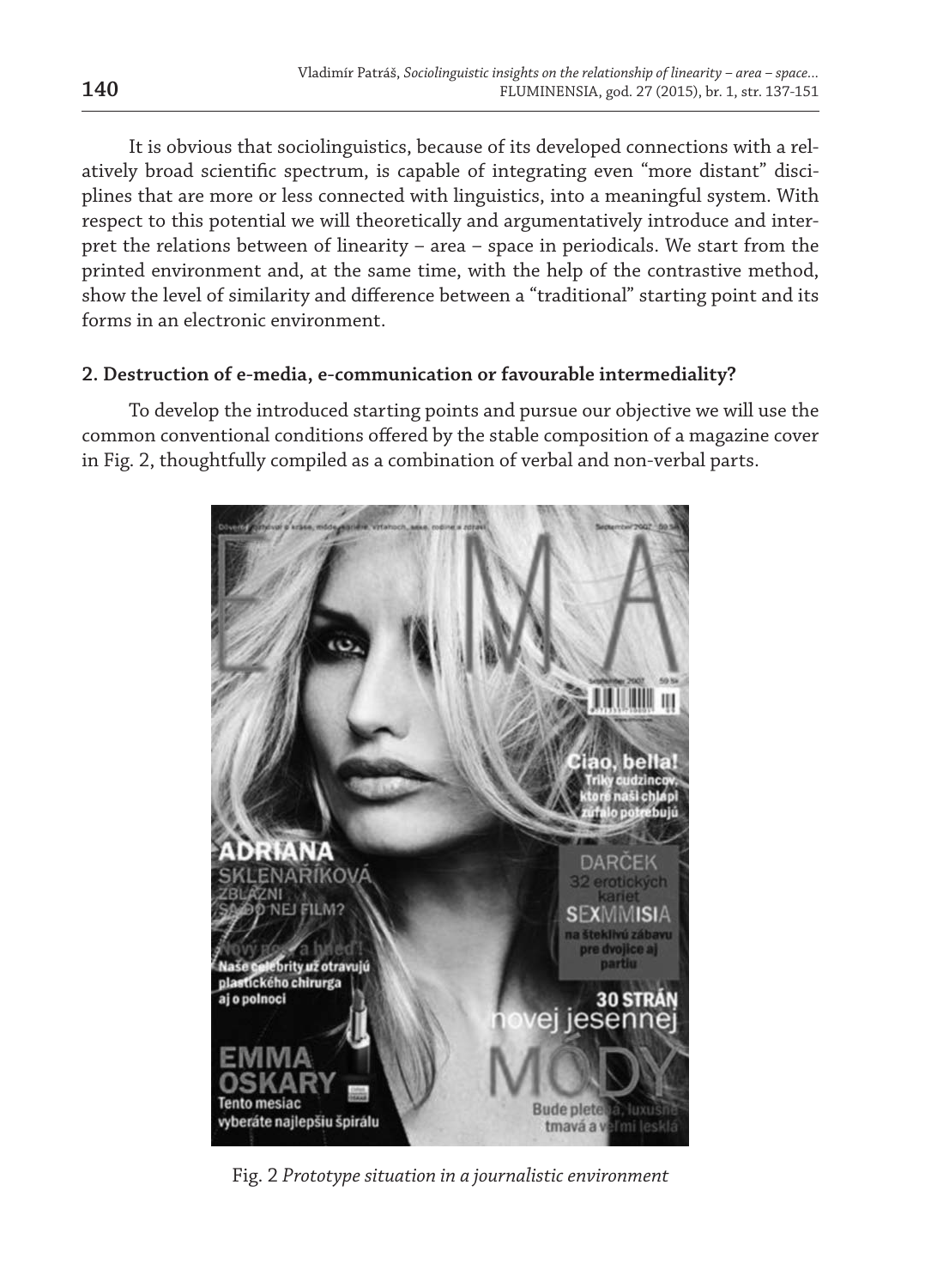It is obvious that sociolinguistics, because of its developed connections with a relatively broad scientific spectrum, is capable of integrating even "more distant" disciplines that are more or less connected with linguistics, into a meaningful system. With respect to this potential we will theoretically and argumentatively introduce and interpret the relations between of linearity – area – space in periodicals. We start from the printed environment and, at the same time, with the help of the contrastive method, show the level of similarity and difference between a "traditional" starting point and its forms in an electronic environment.

## 2. Destruction of e-media, e-communication or favourable intermediality?

To develop the introduced starting points and pursue our objective we will use the common conventional conditions offered by the stable composition of a magazine cover in Fig. 2, thoughtfully compiled as a combination of verbal and non-verbal parts.

Fig. 2 *Prototype situation in a journalistic environment*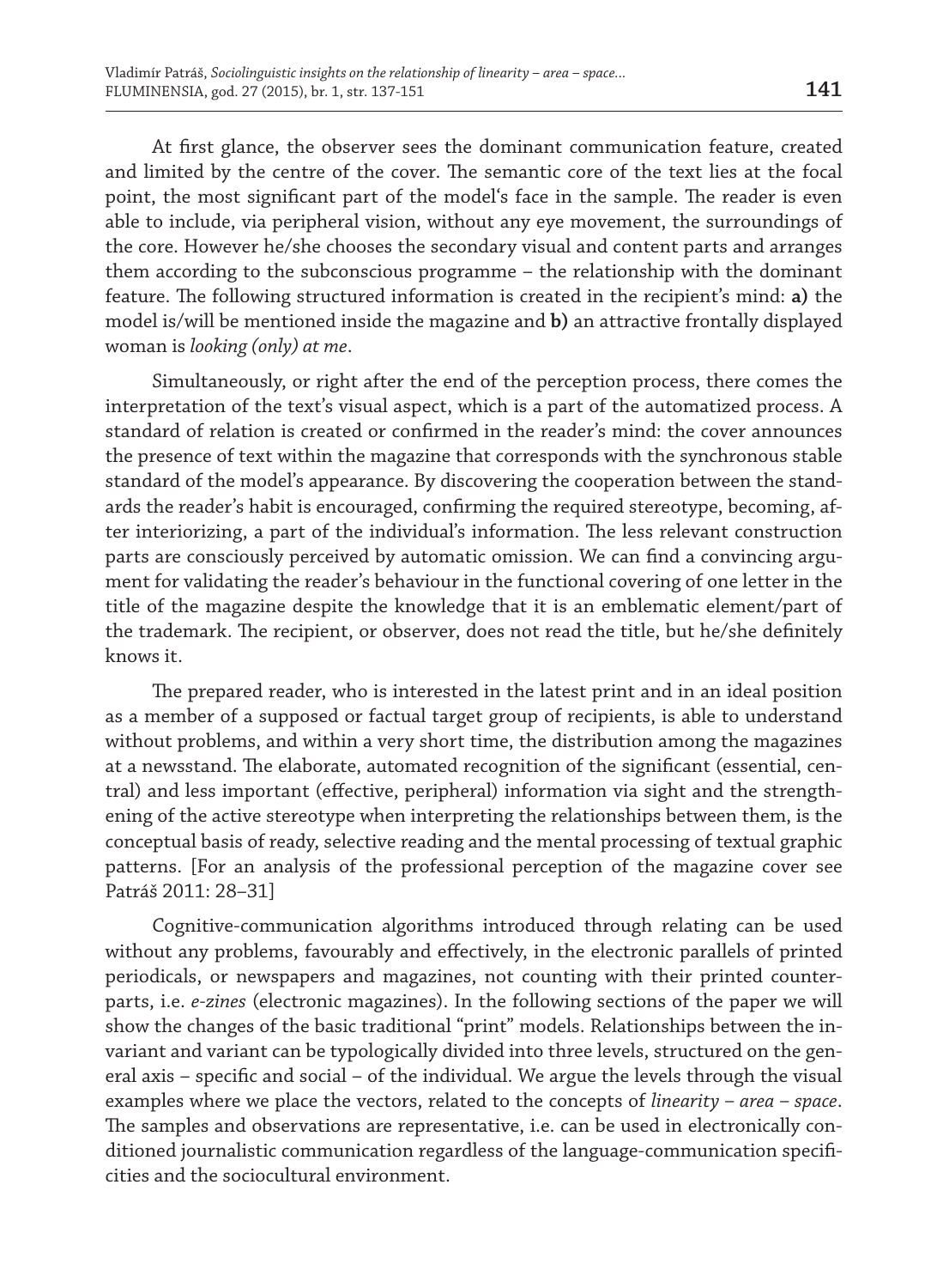At first glance, the observer sees the dominant communication feature, created and limited by the centre of the cover. The semantic core of the text lies at the focal point, the most significant part of the model's face in the sample. The reader is even able to include, via peripheral vision, without any eye movement, the surroundings of the core. However he/she chooses the secondary visual and content parts and arranges them according to the subconscious programme – the relationship with the dominant feature. The following structured information is created in the recipient's mind: **a)** the model is/will be mentioned inside the magazine and **b)** an attractive frontally displayed woman is *looking (only) at me*.

Simultaneously, or right after the end of the perception process, there comes the interpretation of the text's visual aspect, which is a part of the automatized process. A standard of relation is created or confirmed in the reader's mind: the cover announces the presence of text within the magazine that corresponds with the synchronous stable standard of the model's appearance. By discovering the cooperation between the standards the reader's habit is encouraged, confirming the required stereotype, becoming, after interiorizing, a part of the individual's information. The less relevant construction parts are consciously perceived by automatic omission. We can find a convincing argument for validating the reader's behaviour in the functional covering of one letter in the title of the magazine despite the knowledge that it is an emblematic element/part of the trademark. The recipient, or observer, does not read the title, but he/she definitely knows it.

The prepared reader, who is interested in the latest print and in an ideal position as a member of a supposed or factual target group of recipients, is able to understand without problems, and within a very short time, the distribution among the magazines at a newsstand. The elaborate, automated recognition of the significant (essential, central) and less important (effective, peripheral) information via sight and the strengthening of the active stereotype when interpreting the relationships between them, is the conceptual basis of ready, selective reading and the mental processing of textual graphic patterns. [For an analysis of the professional perception of the magazine cover see Patráš 2011: 28–31]

Cognitive-communication algorithms introduced through relating can be used without any problems, favourably and effectively, in the electronic parallels of printed periodicals, or newspapers and magazines, not counting with their printed counterparts, i.e. *e-zines* (electronic magazines). In the following sections of the paper we will show the changes of the basic traditional "print" models. Relationships between the invariant and variant can be typologically divided into three levels, structured on the general axis – specific and social – of the individual. We argue the levels through the visual examples where we place the vectors, related to the concepts of *linearity – area – space*. The samples and observations are representative, i.e. can be used in electronically conditioned journalistic communication regardless of the language-communication specificities and the sociocultural environment.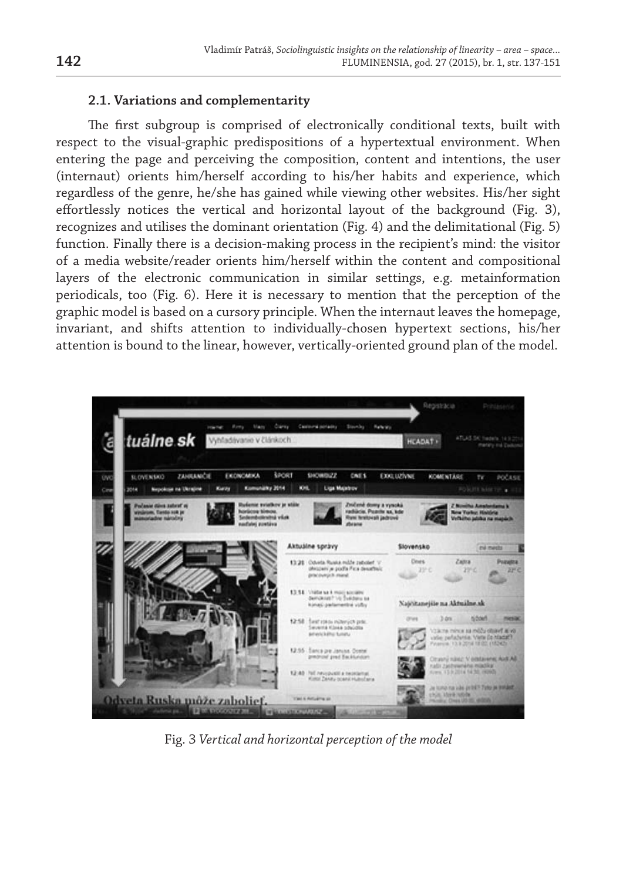### 2.1. Variations and complementarity

The first subgroup is comprised of electronically conditional texts, built with respect to the visual-graphic predispositions of a hypertextual environment. When entering the page and perceiving the composition, content and intentions, the user (internaut) orients him/herself according to his/her habits and experience, which regardless of the genre, he/she has gained while viewing other websites. His/her sight effortlessly notices the vertical and horizontal layout of the background (Fig. 3), recognizes and utilises the dominant orientation (Fig. 4) and the delimitational (Fig. 5) function. Finally there is a decision-making process in the recipient's mind: the visitor of a media website/reader orients him/herself within the content and compositional layers of the electronic communication in similar settings, e.g. metainformation periodicals, too (Fig. 6). Here it is necessary to mention that the perception of the graphic model is based on a cursory principle. When the internaut leaves the homepage, invariant, and shifts attention to individually-chosen hypertext sections, his/her attention is bound to the linear, however, vertically-oriented ground plan of the model.

Fig. 3 *Vertical and horizontal perception of the model*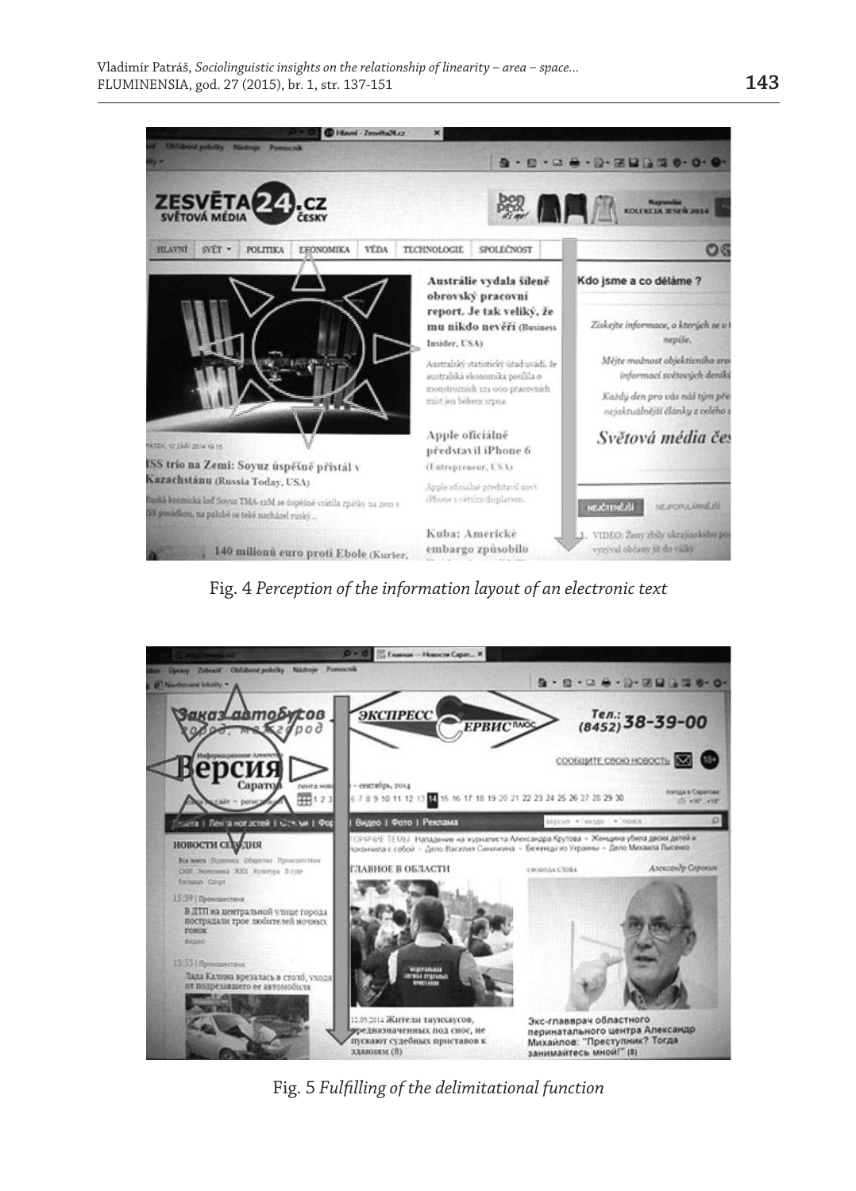Fig. 4 *Perception of the information layout of an electronic text*

Fig. 5 *Fulfilling of the delimitational function*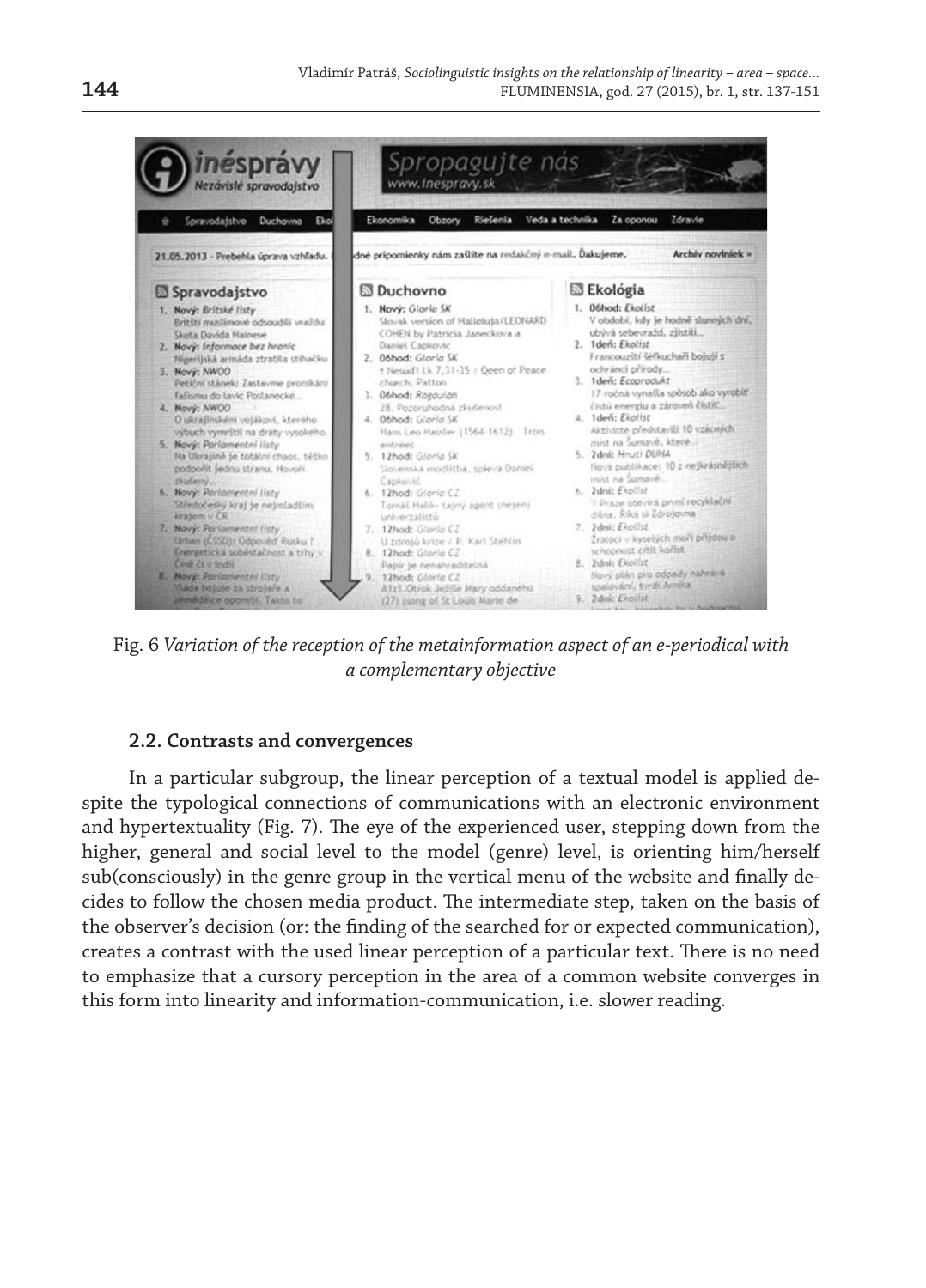Fig. 6 *Variation of the reception of the metainformation aspect of an e-periodical with a complementary objective*

### 2.2. Contrasts and convergences

In a particular subgroup, the linear perception of a textual model is applied despite the typological connections of communications with an electronic environment and hypertextuality (Fig. 7). The eye of the experienced user, stepping down from the higher, general and social level to the model (genre) level, is orienting him/herself sub(consciously) in the genre group in the vertical menu of the website and finally decides to follow the chosen media product. The intermediate step, taken on the basis of the observer's decision (or: the finding of the searched for or expected communication), creates a contrast with the used linear perception of a particular text. There is no need to emphasize that a cursory perception in the area of a common website converges in this form into linearity and information-communication, i.e. slower reading.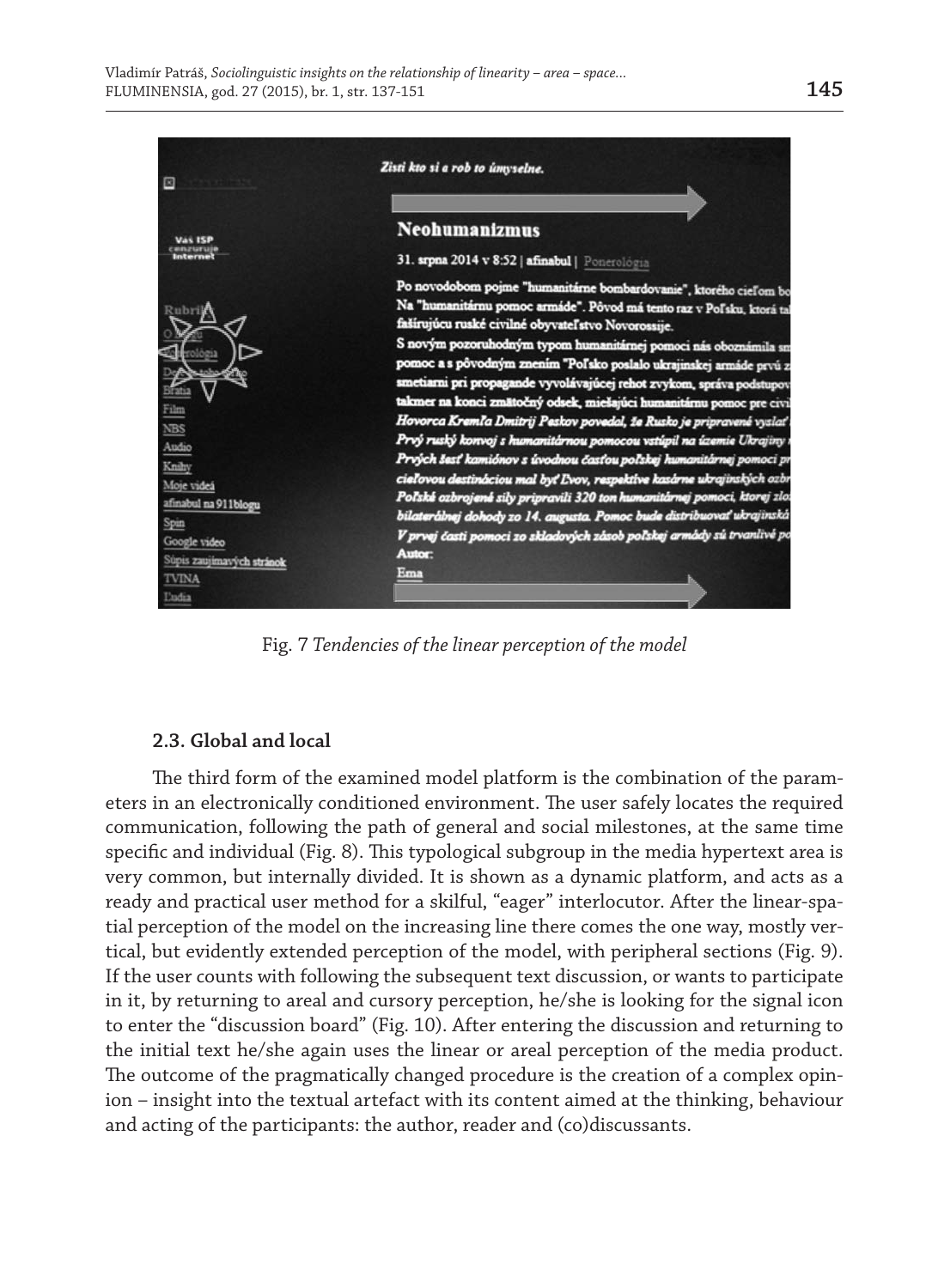Fig. 7 *Tendencies of the linear perception of the model*

### 2.3. Global and local

The third form of the examined model platform is the combination of the parameters in an electronically conditioned environment. The user safely locates the required communication, following the path of general and social milestones, at the same time specific and individual (Fig. 8). This typological subgroup in the media hypertext area is very common, but internally divided. It is shown as a dynamic platform, and acts as a ready and practical user method for a skilful, "eager" interlocutor. After the linear-spatial perception of the model on the increasing line there comes the one way, mostly vertical, but evidently extended perception of the model, with peripheral sections (Fig. 9). If the user counts with following the subsequent text discussion, or wants to participate in it, by returning to areal and cursory perception, he/she is looking for the signal icon to enter the "discussion board" (Fig. 10). After entering the discussion and returning to the initial text he/she again uses the linear or areal perception of the media product. The outcome of the pragmatically changed procedure is the creation of a complex opinion – insight into the textual artefact with its content aimed at the thinking, behaviour and acting of the participants: the author, reader and (co)discussants.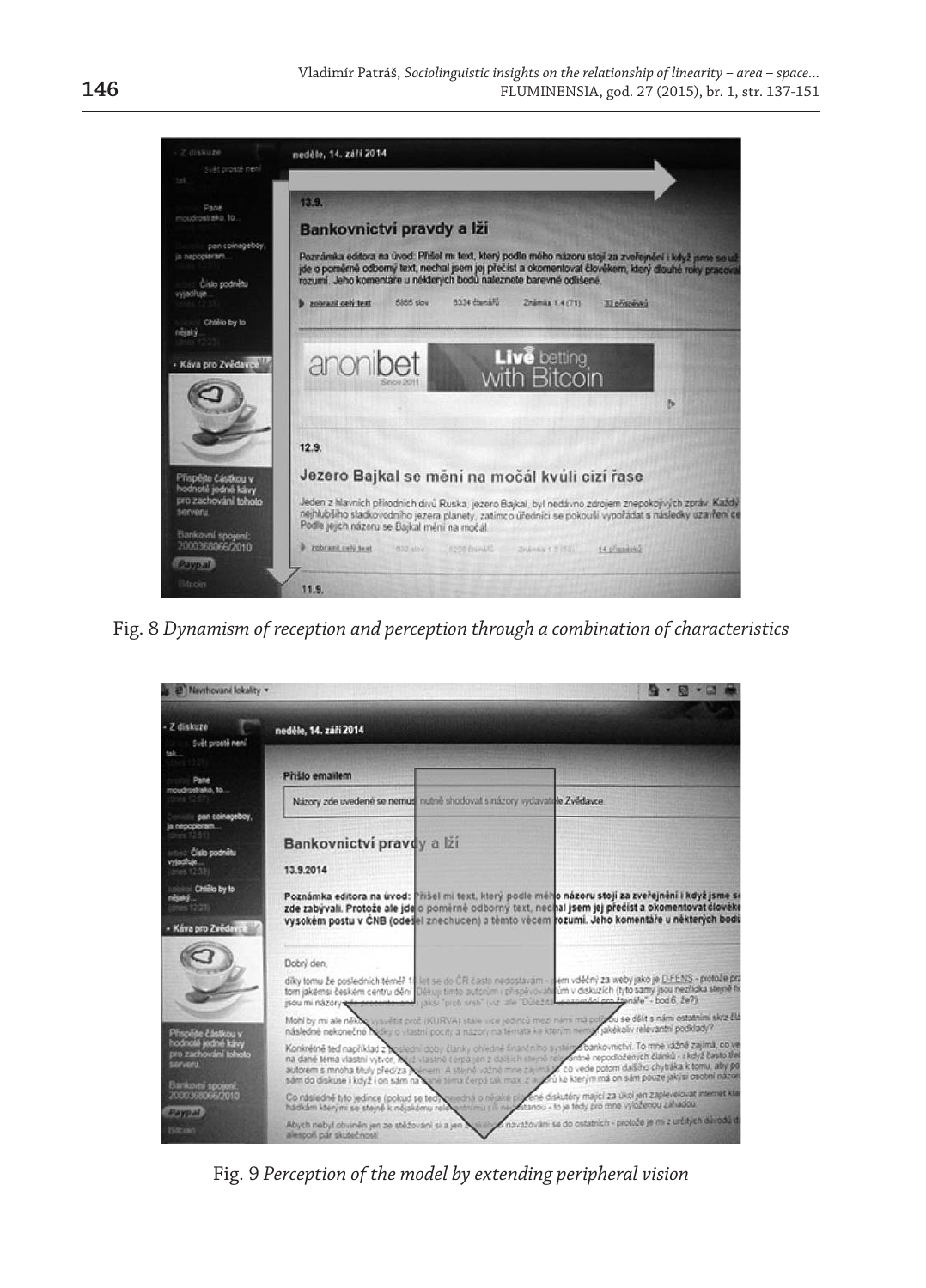Fig. 8 *Dynamism of reception and perception through a combination of characteristics*

Fig. 9 *Perception of the model by extending peripheral vision*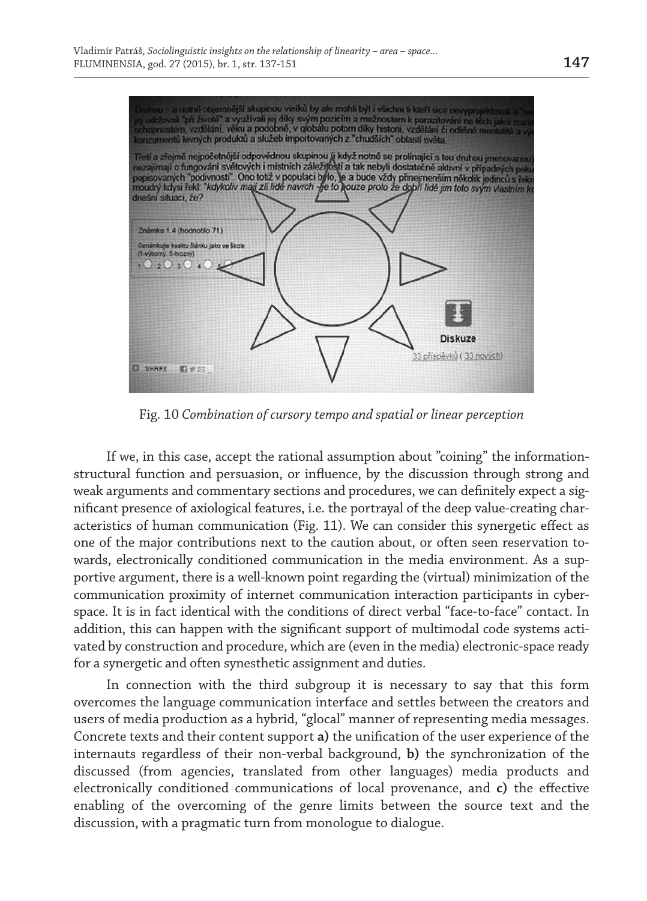Fig. 10 *Combination of cursory tempo and spatial or linear perception*

If we, in this case, accept the rational assumption about "coining" the information-structural function and persuasion, or influence, by the discussion through strong and weak arguments and commentary sections and procedures, we can definitely expect a significant presence of axiological features, i.e. the portrayal of the deep value-creating characteristics of human communication (Fig. 11). We can consider this synergetic effect as one of the major contributions next to the caution about, or often seen reservation towards, electronically conditioned communication in the media environment. As a supportive argument, there is a well-known point regarding the (virtual) minimization of the communication proximity of internet communication interaction participants in cyberspace. It is in fact identical with the conditions of direct verbal "face-to-face" contact. In addition, this can happen with the significant support of multimodal code systems activated by construction and procedure, which are (even in the media) electronic-space ready for a synergetic and often synesthetic assignment and duties.

In connection with the third subgroup it is necessary to say that this form overcomes the language communication interface and settles between the creators and users of media production as a hybrid, "glocal" manner of representing media messages. Concrete texts and their content support **a)** the unification of the user experience of the internauts regardless of their non-verbal background, **b)** the synchronization of the discussed (from agencies, translated from other languages) media products and electronically conditioned communications of local provenance, and **c)** the effective enabling of the overcoming of the genre limits between the source text and the discussion, with a pragmatic turn from monologue to dialogue.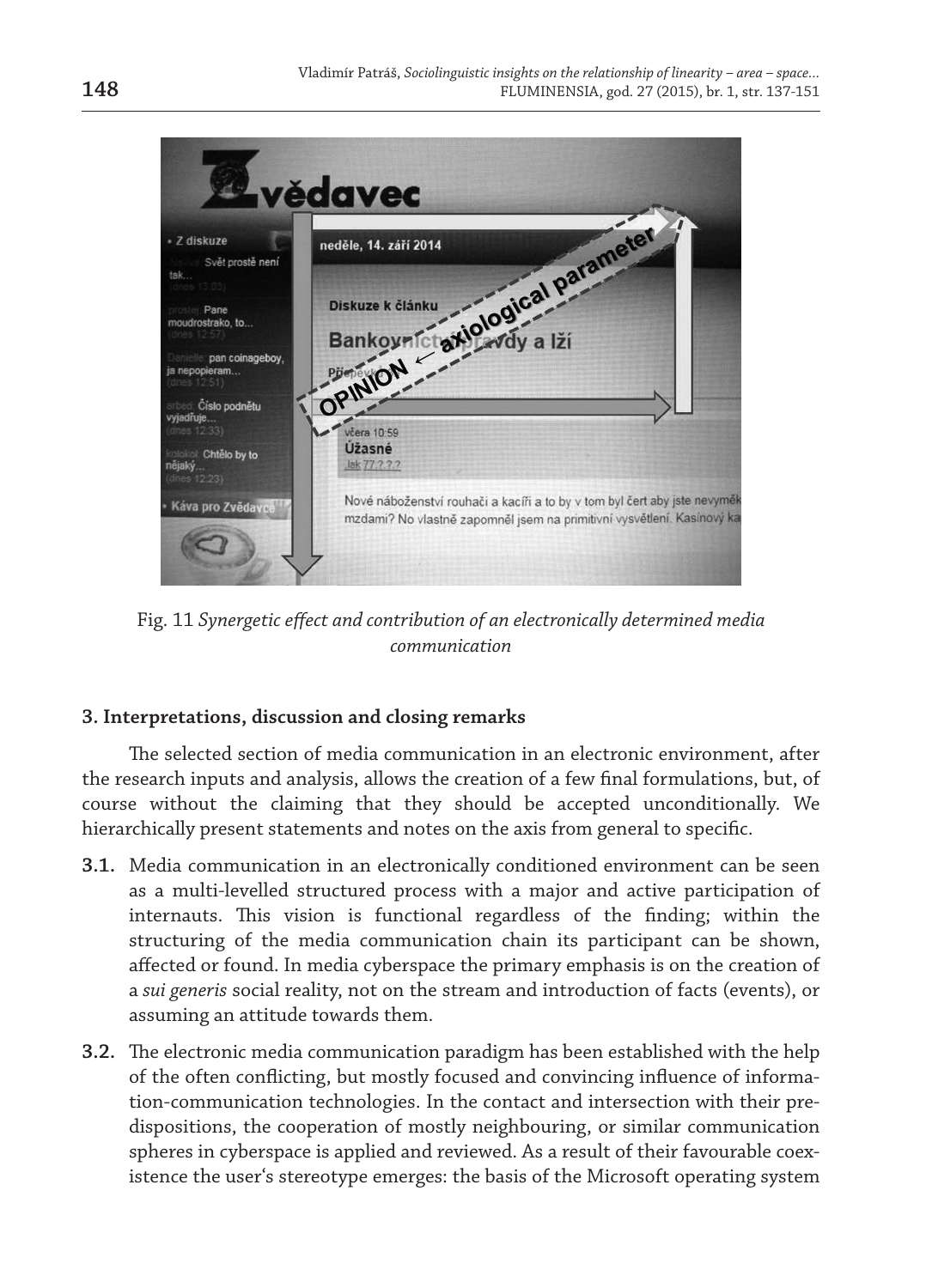Fig. 11 *Synergetic effect and contribution of an electronically determined media communication*

### 3. Interpretations, discussion and closing remarks

The selected section of media communication in an electronic environment, after the research inputs and analysis, allows the creation of a few final formulations, but, of course without the claiming that they should be accepted unconditionally. We hierarchically present statements and notes on the axis from general to specific.

**3.1.** Media communication in an electronically conditioned environment can be seen as a multi-levelled structured process with a major and active participation of internauts. This vision is functional regardless of the finding; within the structuring of the media communication chain its participant can be shown, affected or found. In media cyberspace the primary emphasis is on the creation of a *sui generis* social reality, not on the stream and introduction of facts (events), or assuming an attitude towards them.

**3.2.** The electronic media communication paradigm has been established with the help of the often conflicting, but mostly focused and convincing influence of information-communication technologies. In the contact and intersection with their predispositions, the cooperation of mostly neighbouring, or similar communication spheres in cyberspace is applied and reviewed. As a result of their favourable coexistence the user's stereotype emerges: the basis of the Microsoft operating system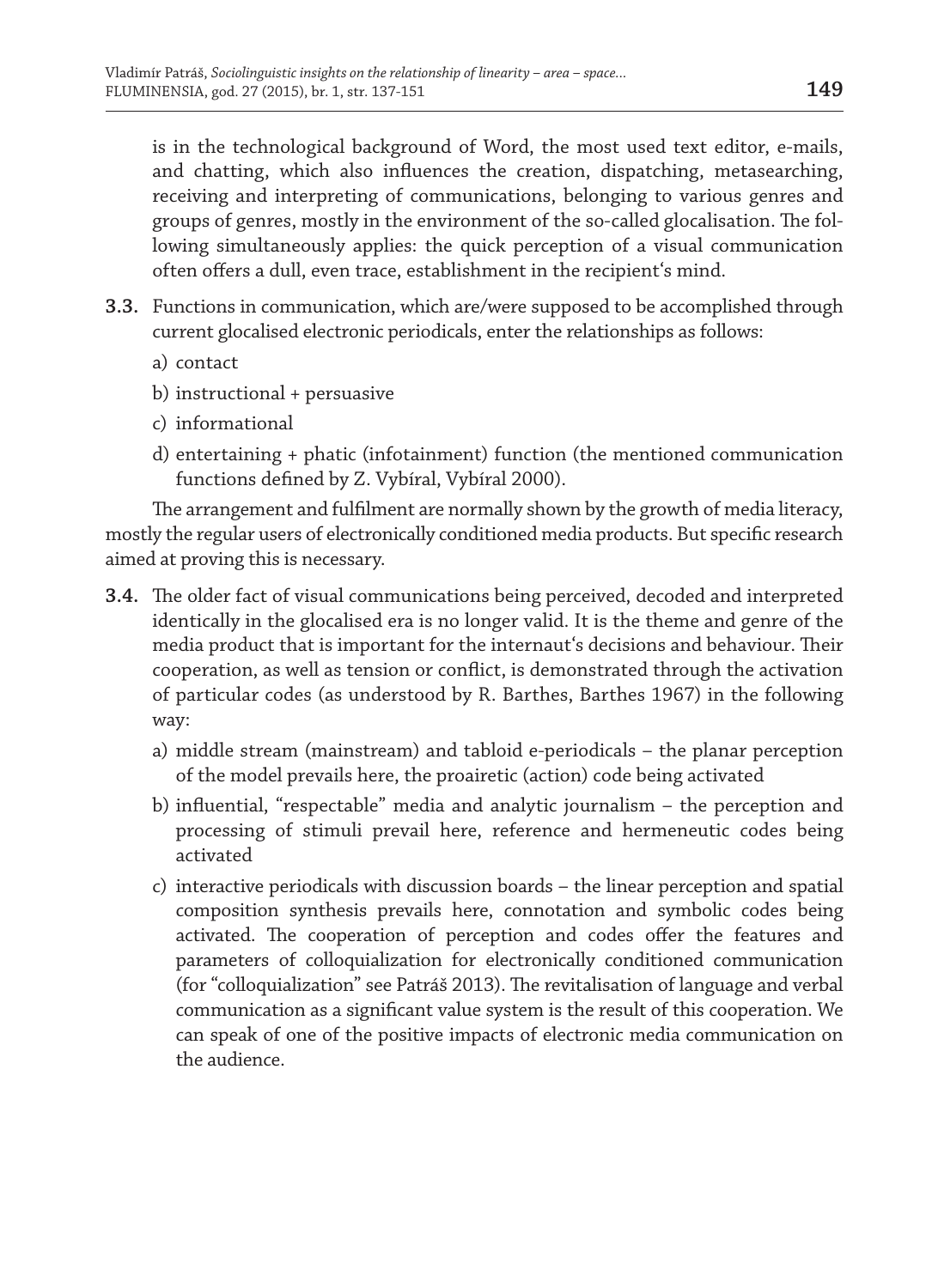is in the technological background of Word, the most used text editor, e-mails, and chatting, which also influences the creation, dispatching, metasearching, receiving and interpreting of communications, belonging to various genres and groups of genres, mostly in the environment of the so-called glocalisation. The following simultaneously applies: the quick perception of a visual communication often offers a dull, even trace, establishment in the recipient's mind.

**3.3.** Functions in communication, which are/were supposed to be accomplished through current glocalised electronic periodicals, enter the relationships as follows:

a) contact

b) instructional + persuasive

c) informational

d) entertaining + phatic (infotainment) function (the mentioned communication functions defined by Z. Vybíral, Vybíral 2000).

The arrangement and fulfilment are normally shown by the growth of media literacy, mostly the regular users of electronically conditioned media products. But specific research aimed at proving this is necessary.

**3.4.** The older fact of visual communications being perceived, decoded and interpreted identically in the glocalised era is no longer valid. It is the theme and genre of the media product that is important for the internaut's decisions and behaviour. Their cooperation, as well as tension or conflict, is demonstrated through the activation of particular codes (as understood by R. Barthes, Barthes 1967) in the following way:

a) middle stream (mainstream) and tabloid e-periodicals – the planar perception of the model prevails here, the proairetic (action) code being activated

b) influential, "respectable" media and analytic journalism – the perception and processing of stimuli prevail here, reference and hermeneutic codes being activated

c) interactive periodicals with discussion boards – the linear perception and spatial composition synthesis prevails here, connotation and symbolic codes being activated. The cooperation of perception and codes offer the features and parameters of colloquialization for electronically conditioned communication (for "colloquialization" see Patráš 2013). The revitalisation of language and verbal communication as a significant value system is the result of this cooperation. We can speak of one of the positive impacts of electronic media communication on the audience.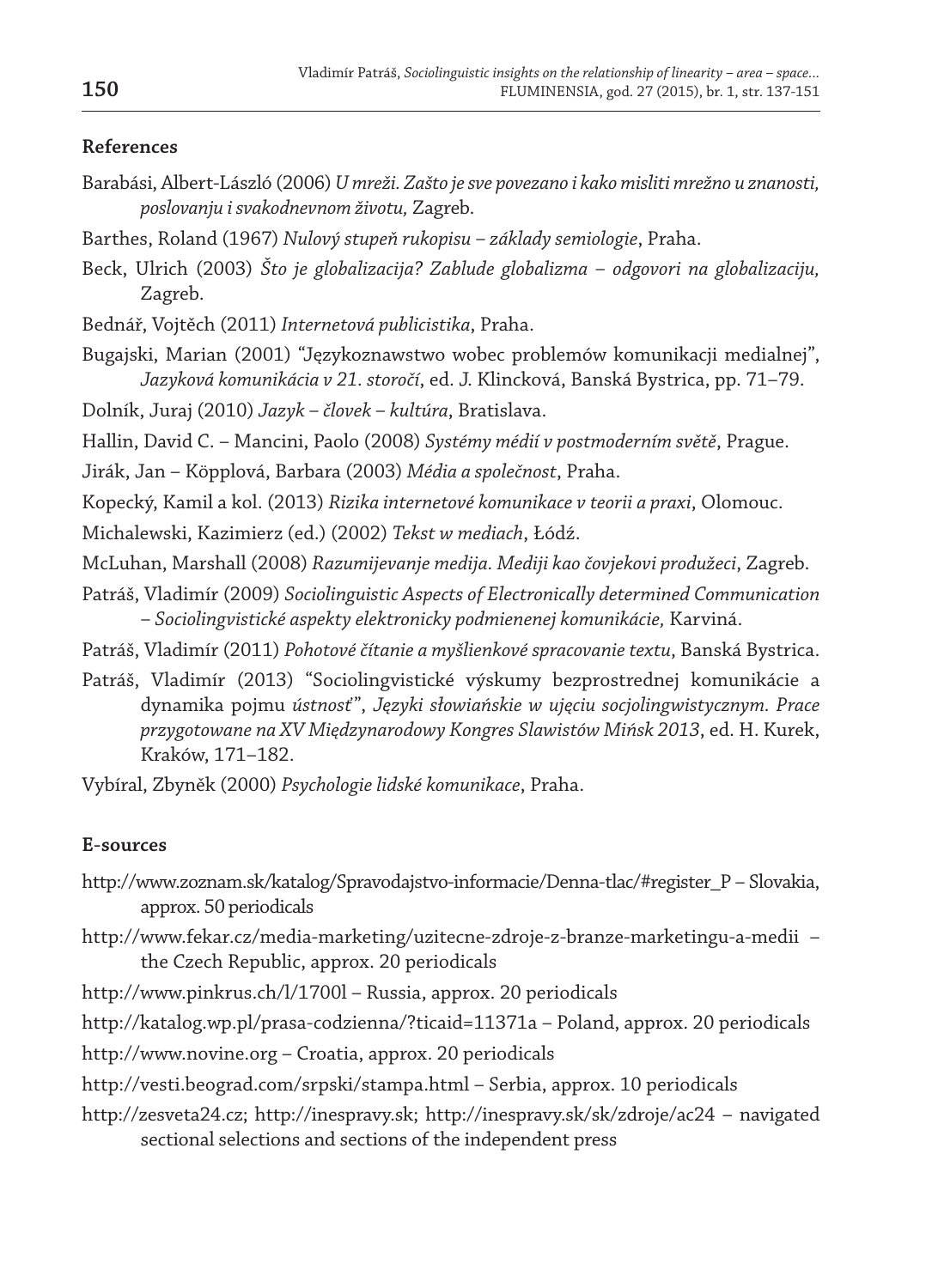## References

Barabási, Albert-László (2006) *U mreži. Zašto je sve povezano i kako misliti mrežno u znanosti, poslovanju i svakodnevnom životu,* Zagreb.

Barthes, Roland (1967) *Nulový stupeň rukopisu – základy semiologie*, Praha.

Beck, Ulrich (2003) *Što je globalizacija? Zablude globalizma – odgovori na globalizaciju,* Zagreb.

Bednář, Vojtěch (2011) *Internetová publicistika*, Praha.

Bugajski, Marian (2001) "Językoznawstwo wobec problemów komunikacji medialnej", *Jazyková komunikácia v 21. storočí*, ed. J. Klincková, Banská Bystrica, pp. 71–79.

Dolník, Juraj (2010) *Jazyk – človek – kultúra*, Bratislava.

Hallin, David C. – Mancini, Paolo (2008) *Systémy médií v postmoderním světě*, Prague.

Jirák, Jan – Köpplová, Barbara (2003) *Média a společnost*, Praha.

Kopecký, Kamil a kol. (2013) *Rizika internetové komunikace v teorii a praxi*, Olomouc.

Michalewski, Kazimierz (ed.) (2002) *Tekst w mediach*, Łódź.

McLuhan, Marshall (2008) *Razumijevanje medija. Mediji kao čovjekovi produžeci*, Zagreb.

Patráš, Vladimír (2009) *Sociolinguistic Aspects of Electronically determined Communication – Sociolingvistické aspekty elektronicky podmienenej komunikácie,* Karviná.

Patráš, Vladimír (2011) *Pohotové čítanie a myšlienkové spracovanie textu*, Banská Bystrica.

Patráš, Vladimír (2013) "Sociolingvistické výskumy bezprostrednej komunikácie a dynamika pojmu *ústnosť*", *Języki słowiańskie w ujęciu socjolingwistycznym. Prace przygotowane na XV Międzynarodowy Kongres Slawistów Mińsk 2013*, ed. H. Kurek, Kraków, 171–182.

Vybíral, Zbyněk (2000) *Psychologie lidské komunikace*, Praha.

## E-sources

http://www.zoznam.sk/katalog/Spravodajstvo-informacie/Denna-tlac/#register_P – Slovakia, approx. 50 periodicals

http://www.fekar.cz/media-marketing/uzitecne-zdroje-z-branze-marketingu-a-medii – the Czech Republic, approx. 20 periodicals

http://www.pinkrus.ch/l/1700l – Russia, approx. 20 periodicals

http://katalog.wp.pl/prasa-codzienna/?ticaid=11371a – Poland, approx. 20 periodicals

http://www.novine.org – Croatia, approx. 20 periodicals

http://vesti.beograd.com/srpski/stampa.html – Serbia, approx. 10 periodicals

http://zesveta24.cz; http://inespravy.sk; http://inespravy.sk/sk/zdroje/ac24 – navigated sectional selections and sections of the independent press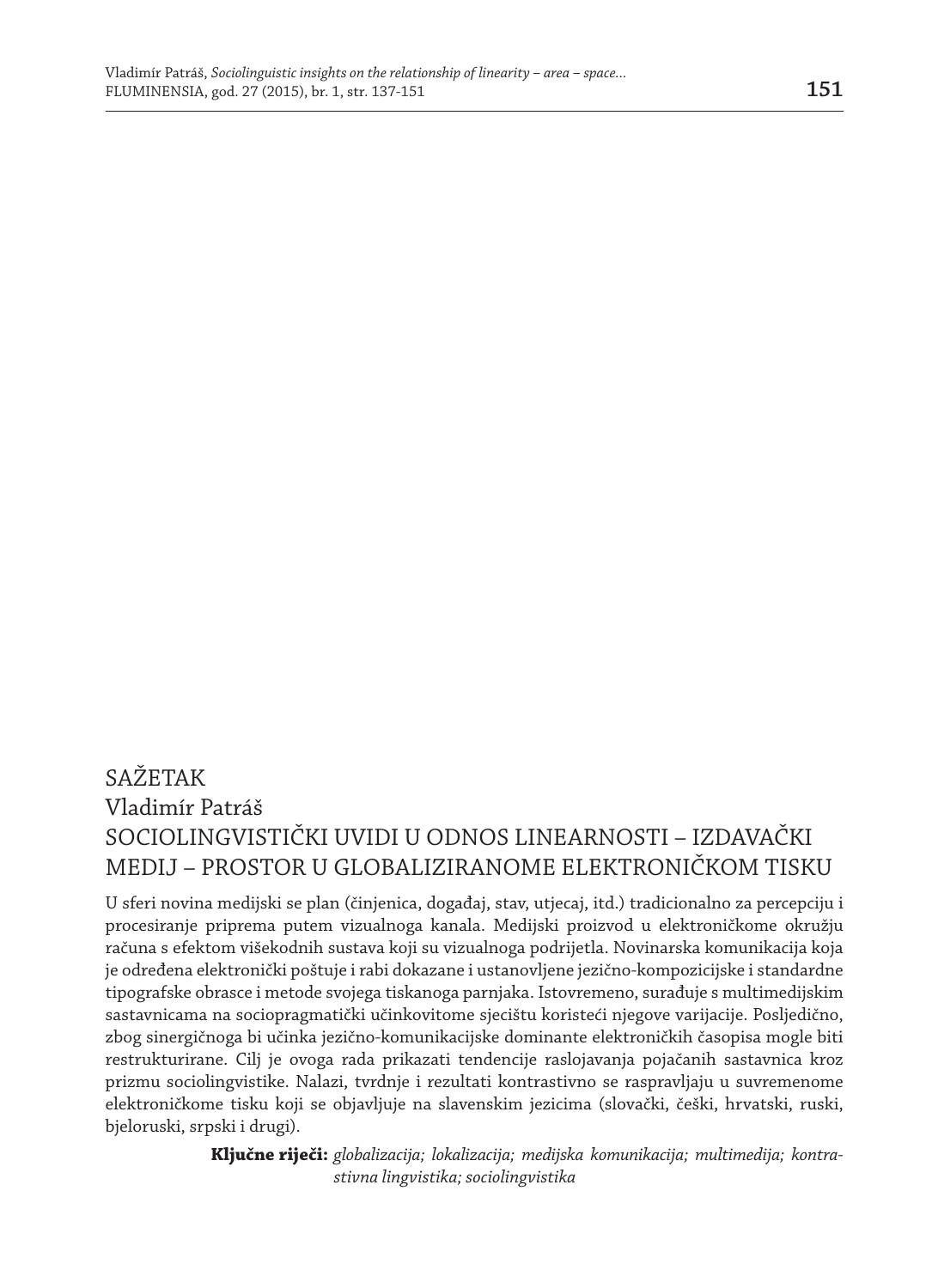## SAŽETAK

Vladimír Patráš

## SOCIOLINGVISTIČKI UVIDI U ODNOS LINEARNOSTI – IZDAVAČKI MEDIJ – PROSTOR U GLOBALIZIRANOME ELEKTRONIČKOM TISKU

U sferi novina medijski se plan (činjenica, događaj, stav, utjecaj, itd.) tradicionalno za percepciju i procesiranje priprema putem vizualnoga kanala. Medijski proizvod u elektroničkome okružju računa s efektom višekodnih sustava koji su vizualnoga podrijetla. Novinarska komunikacija koja je određena elektronički poštuje i rabi dokazane i ustanovljene jezično-kompozicijske i standardne tipografske obrasce i metode svojega tiskanoga parnjaka. Istovremeno, surađuje s multimedijskim sastavnicama na sociopragmatički učinkovitome sjecištu koristeći njegove varijacije. Posljedično, zbog sinergičnoga bi učinka jezično-komunikacijske dominante elektroničkih časopisa mogle biti restrukturirane. Cilj je ovoga rada prikazati tendencije raslojavanja pojačanih sastavnica kroz prizmu sociolingvistike. Nalazi, tvrdnje i rezultati kontrastivno se raspravljaju u suvremenome elektroničkome tisku koji se objavljuje na slavenskim jezicima (slovački, češki, hrvatski, ruski, bjeloruski, srpski i drugi).

**Ključne riječi:** *globalizacija; lokalizacija; medijska komunikacija; multimedija; kontrastivna lingvistika; sociolingvistika*